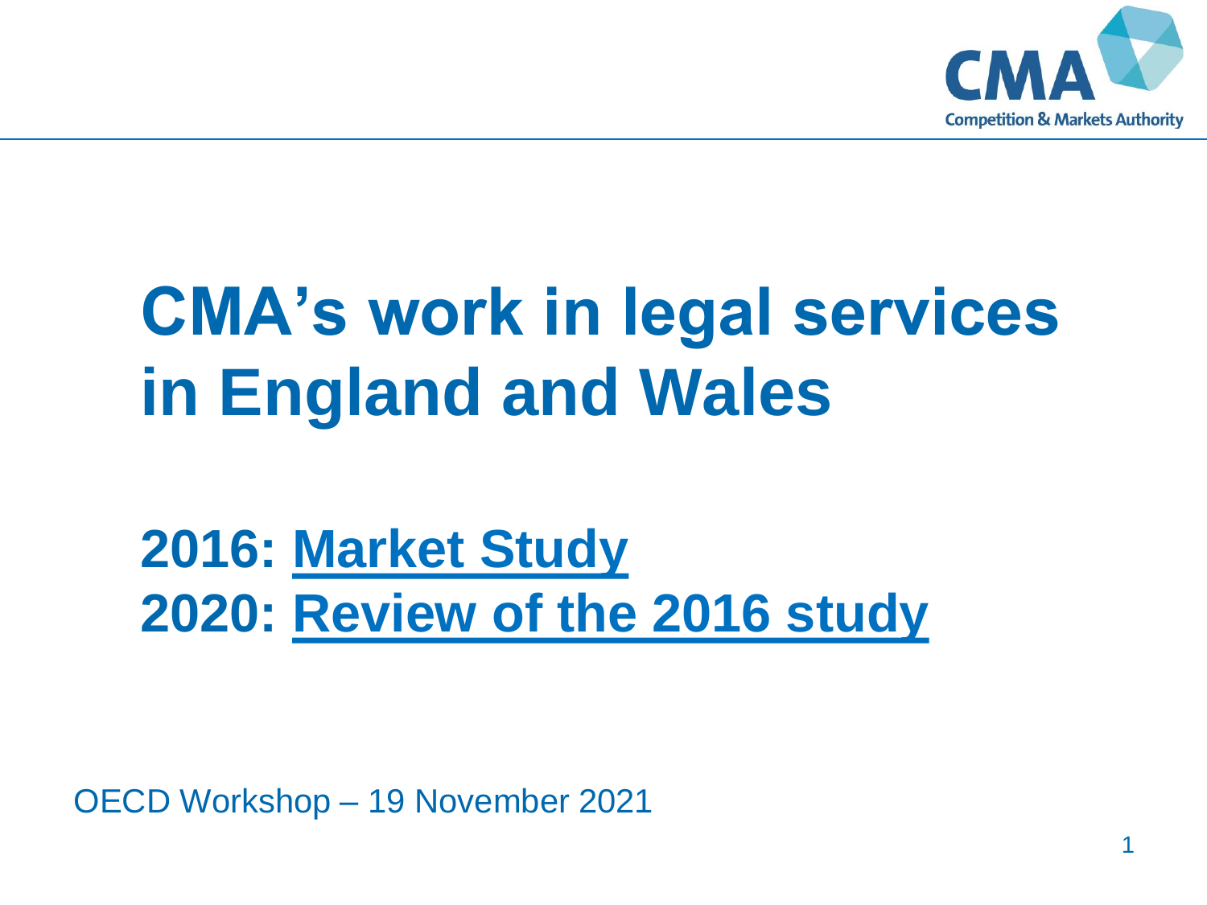# CMA's work in legal services in England and Wales

## 2016: Market Study
## 2020: Review of the 2016 study

OECD Workshop – 19 November 2021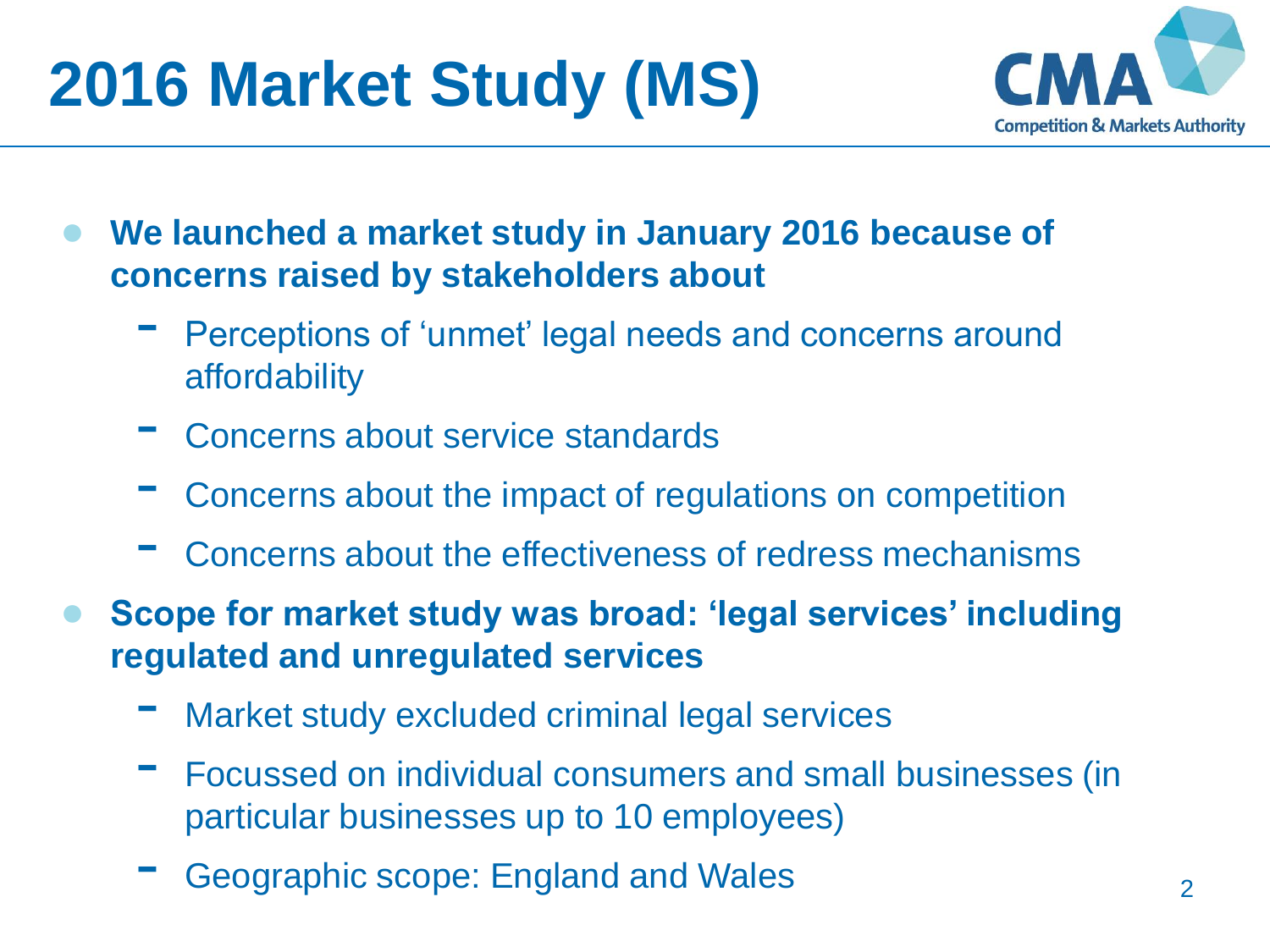# 2016 Market Study (MS)

- **We launched a market study in January 2016 because of concerns raised by stakeholders about**
  - Perceptions of 'unmet' legal needs and concerns around affordability
  - Concerns about service standards
  - Concerns about the impact of regulations on competition
  - Concerns about the effectiveness of redress mechanisms
- **Scope for market study was broad: 'legal services' including regulated and unregulated services**
  - Market study excluded criminal legal services
  - Focussed on individual consumers and small businesses (in particular businesses up to 10 employees)
  - Geographic scope: England and Wales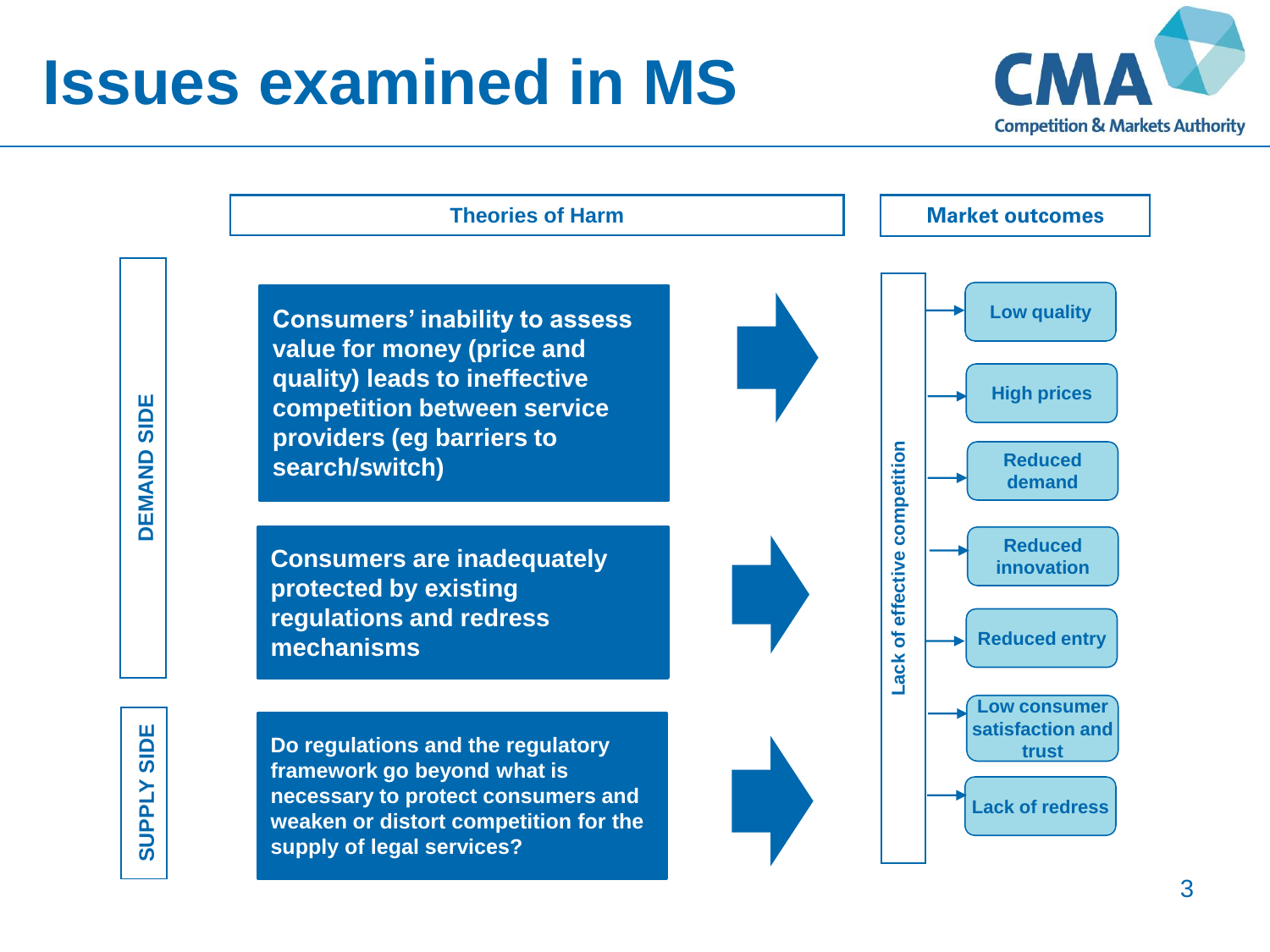# Issues examined in MS

## Theories of Harm

**DEMAND SIDE**

- Consumers' inability to assess value for money (price and quality) leads to ineffective competition between service providers (eg barriers to search/switch)
- Consumers are inadequately protected by existing regulations and redress mechanisms

**SUPPLY SIDE**

- Do regulations and the regulatory framework go beyond what is necessary to protect consumers and weaken or distort competition for the supply of legal services?

## Market outcomes

**Lack of effective competition**

- Low quality
- High prices
- Reduced demand
- Reduced innovation
- Reduced entry
- Low consumer satisfaction and trust
- Lack of redress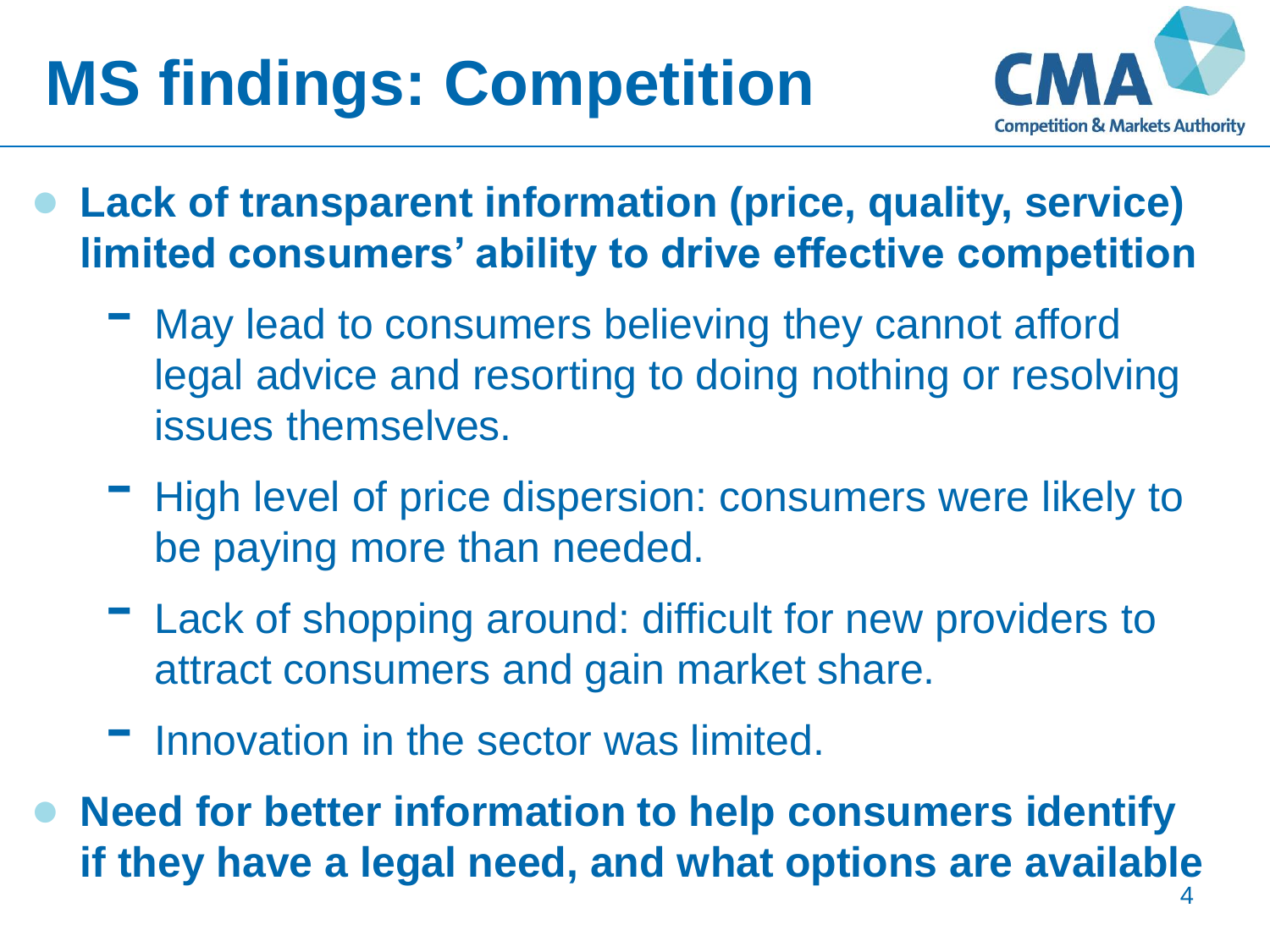# MS findings: Competition

- **Lack of transparent information (price, quality, service) limited consumers' ability to drive effective competition**
  - May lead to consumers believing they cannot afford legal advice and resorting to doing nothing or resolving issues themselves.
  - High level of price dispersion: consumers were likely to be paying more than needed.
  - Lack of shopping around: difficult for new providers to attract consumers and gain market share.
  - Innovation in the sector was limited.
- **Need for better information to help consumers identify if they have a legal need, and what options are available**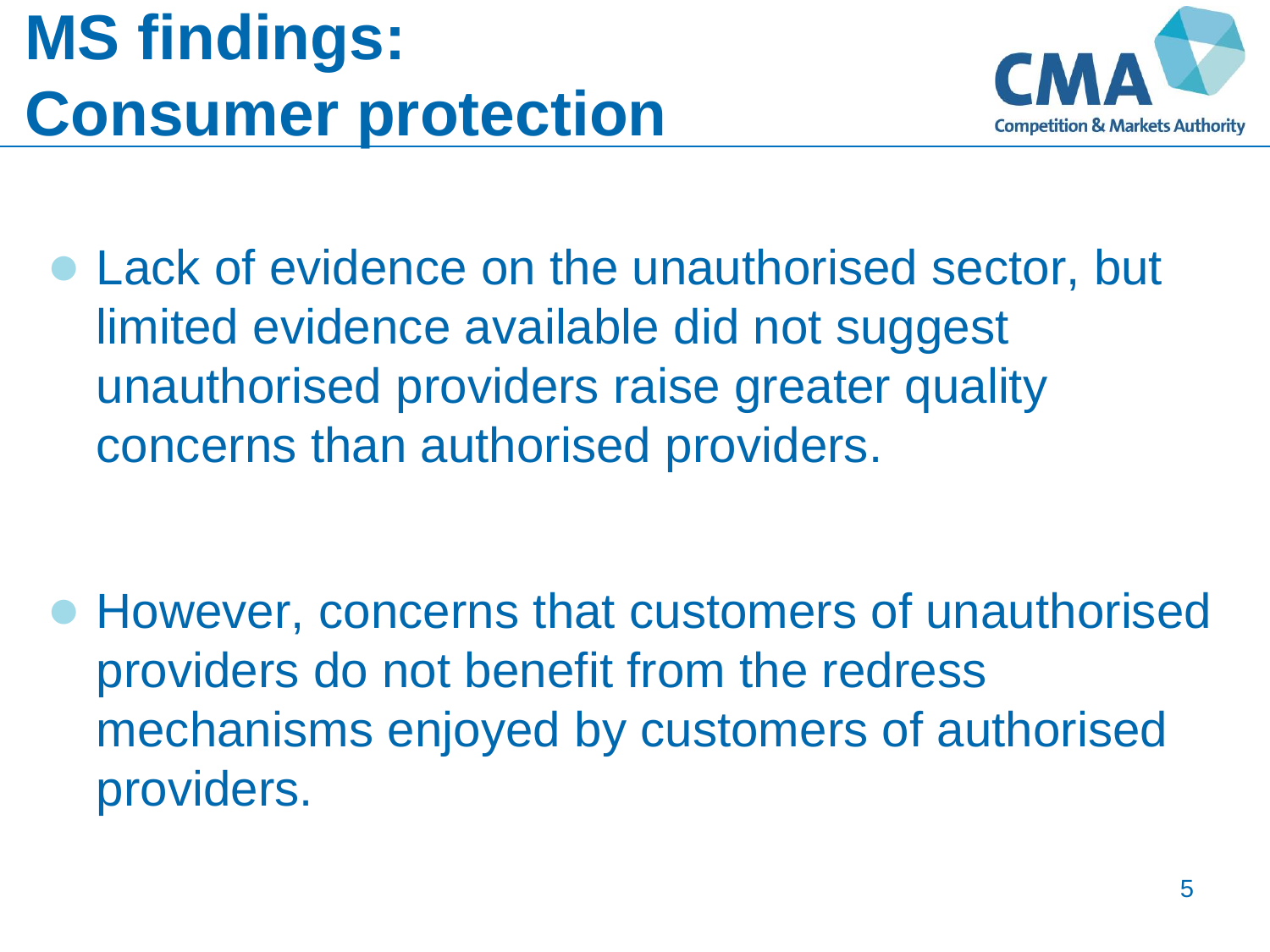# MS findings: Consumer protection

- Lack of evidence on the unauthorised sector, but limited evidence available did not suggest unauthorised providers raise greater quality concerns than authorised providers.

- However, concerns that customers of unauthorised providers do not benefit from the redress mechanisms enjoyed by customers of authorised providers.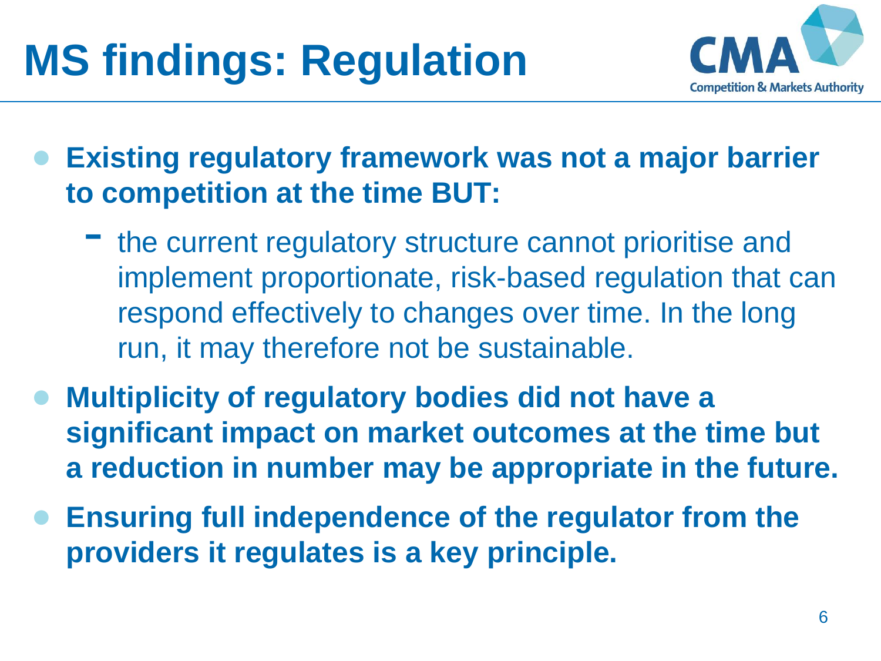# MS findings: Regulation

- **Existing regulatory framework was not a major barrier to competition at the time BUT:**
  - the current regulatory structure cannot prioritise and implement proportionate, risk-based regulation that can respond effectively to changes over time. In the long run, it may therefore not be sustainable.
- **Multiplicity of regulatory bodies did not have a significant impact on market outcomes at the time but a reduction in number may be appropriate in the future.**
- **Ensuring full independence of the regulator from the providers it regulates is a key principle.**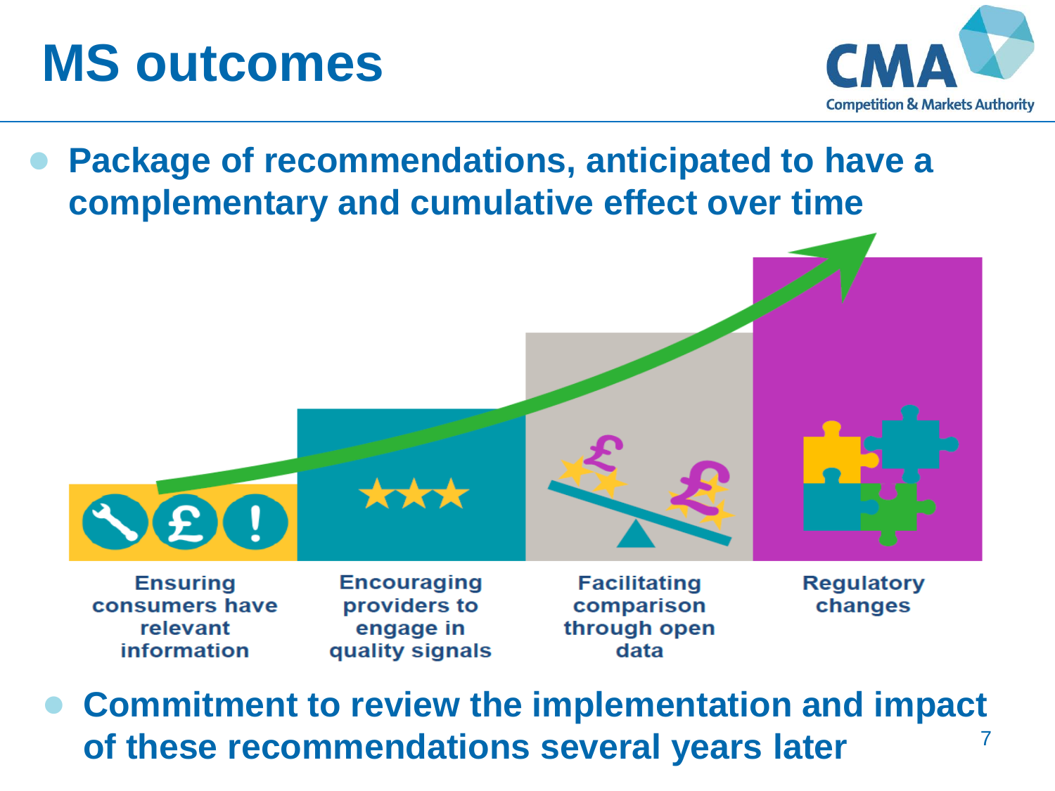# MS outcomes

- **Package of recommendations, anticipated to have a complementary and cumulative effect over time**

Ensuring consumers have relevant information

Encouraging providers to engage in quality signals

Facilitating comparison through open data

Regulatory changes

- **Commitment to review the implementation and impact of these recommendations several years later**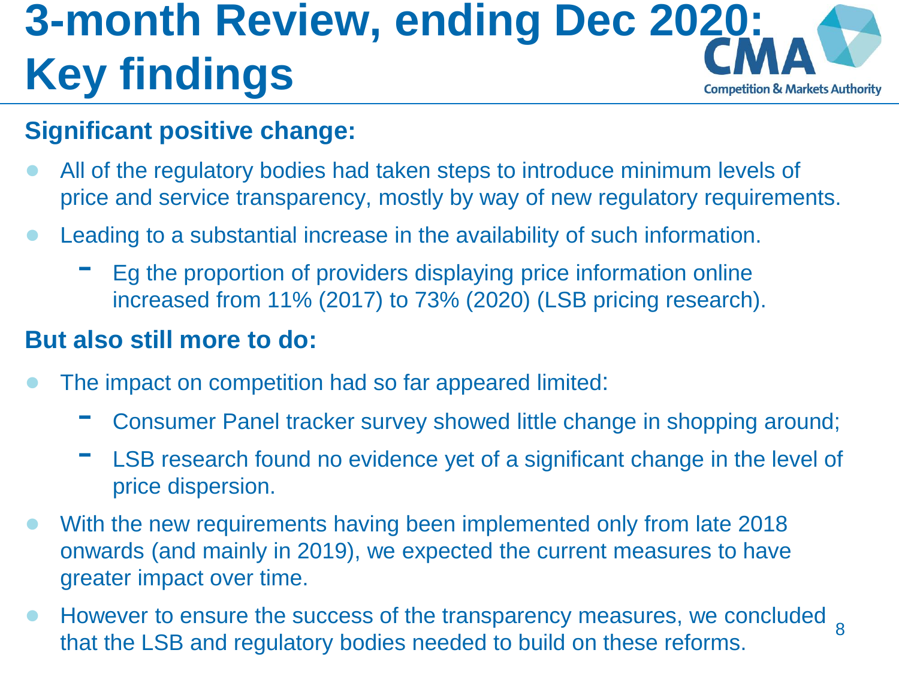# 3-month Review, ending Dec 2020: Key findings

**Significant positive change:**

- All of the regulatory bodies had taken steps to introduce minimum levels of price and service transparency, mostly by way of new regulatory requirements.
- Leading to a substantial increase in the availability of such information.
  - Eg the proportion of providers displaying price information online increased from 11% (2017) to 73% (2020) (LSB pricing research).

**But also still more to do:**

- The impact on competition had so far appeared limited:
  - Consumer Panel tracker survey showed little change in shopping around;
  - LSB research found no evidence yet of a significant change in the level of price dispersion.
- With the new requirements having been implemented only from late 2018 onwards (and mainly in 2019), we expected the current measures to have greater impact over time.
- However to ensure the success of the transparency measures, we concluded that the LSB and regulatory bodies needed to build on these reforms.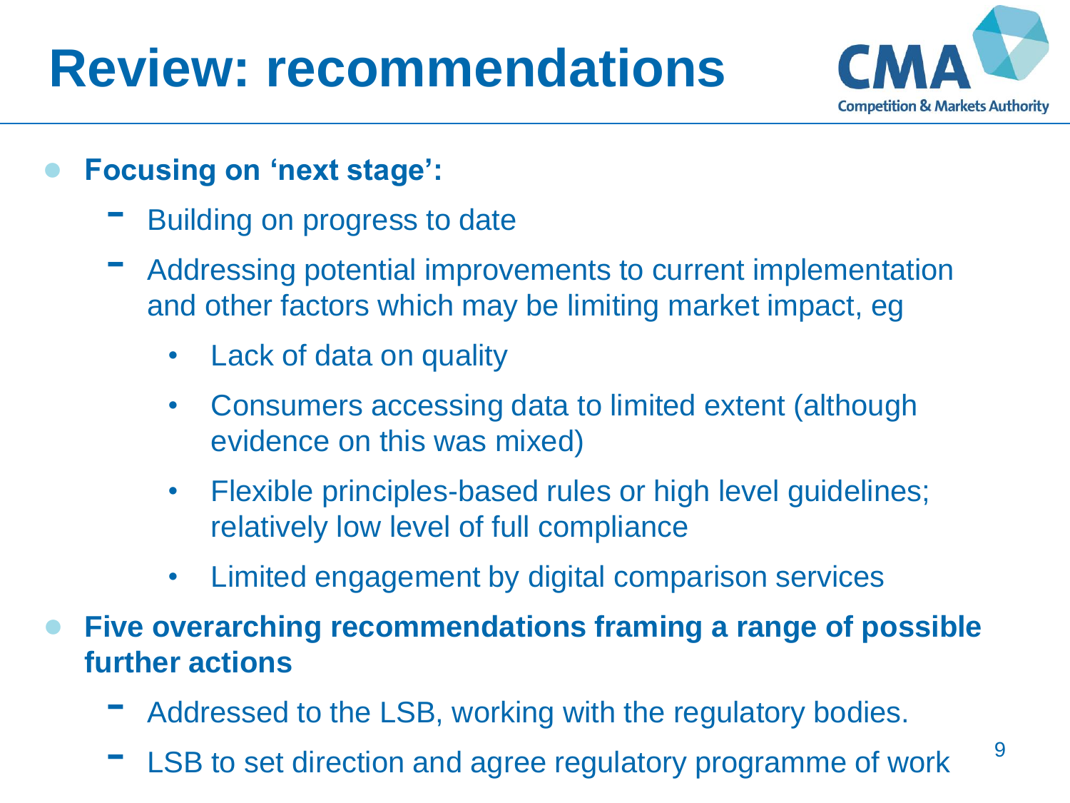# Review: recommendations

- **Focusing on 'next stage':**
  - Building on progress to date
  - Addressing potential improvements to current implementation and other factors which may be limiting market impact, eg
    - Lack of data on quality
    - Consumers accessing data to limited extent (although evidence on this was mixed)
    - Flexible principles-based rules or high level guidelines; relatively low level of full compliance
    - Limited engagement by digital comparison services
- **Five overarching recommendations framing a range of possible further actions**
  - Addressed to the LSB, working with the regulatory bodies.
  - LSB to set direction and agree regulatory programme of work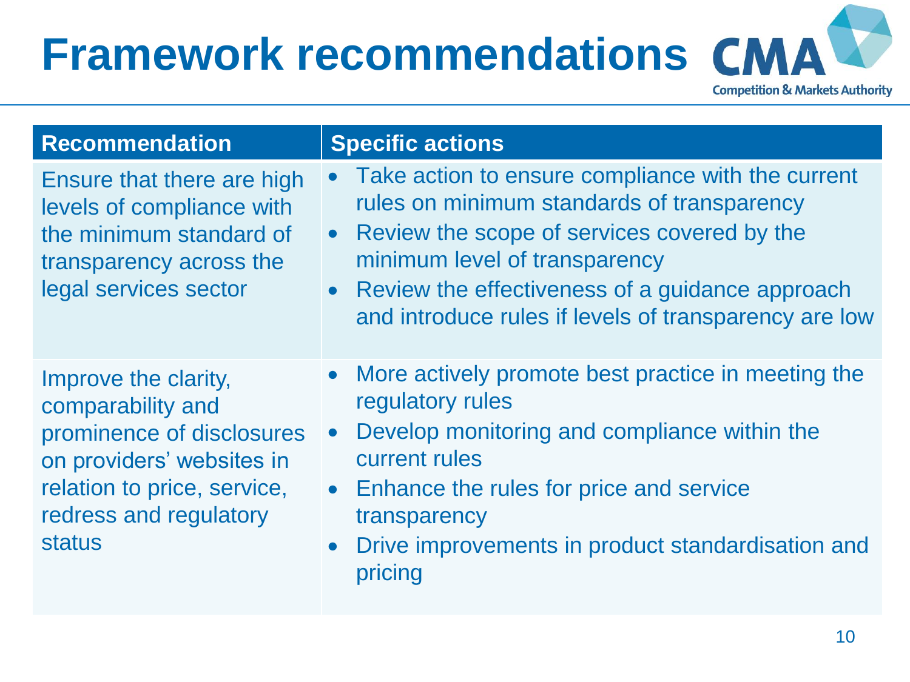# Framework recommendations

| Recommendation | Specific actions |
| --- | --- |
| Ensure that there are high levels of compliance with the minimum standard of transparency across the legal services sector | • Take action to ensure compliance with the current rules on minimum standards of transparency<br>• Review the scope of services covered by the minimum level of transparency<br>• Review the effectiveness of a guidance approach and introduce rules if levels of transparency are low |
| Improve the clarity, comparability and prominence of disclosures on providers' websites in relation to price, service, redress and regulatory status | • More actively promote best practice in meeting the regulatory rules<br>• Develop monitoring and compliance within the current rules<br>• Enhance the rules for price and service transparency<br>• Drive improvements in product standardisation and pricing |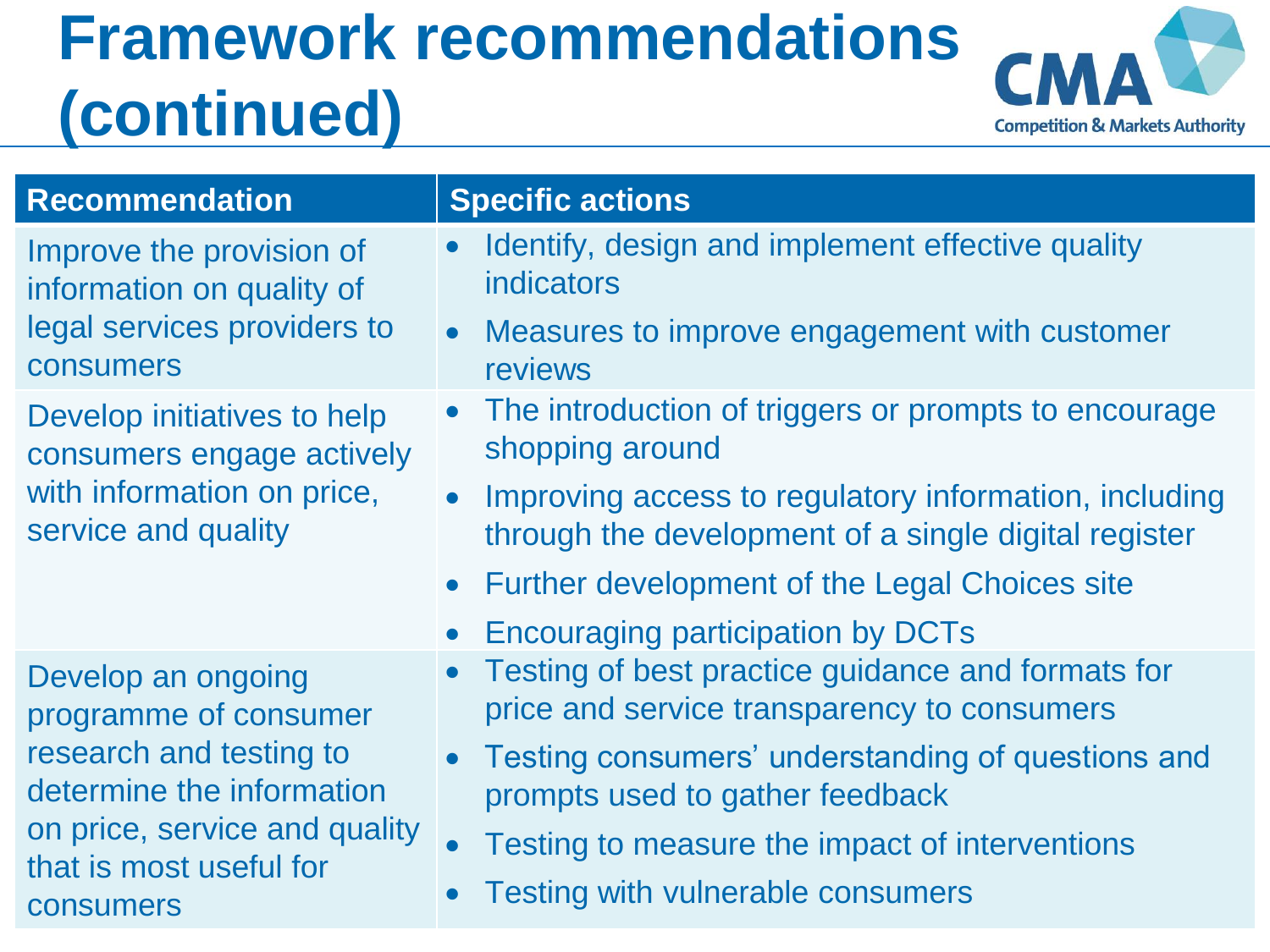# Framework recommendations (continued)

| Recommendation | Specific actions |
|---|---|
| Improve the provision of information on quality of legal services providers to consumers | • Identify, design and implement effective quality indicators<br>• Measures to improve engagement with customer reviews |
| Develop initiatives to help consumers engage actively with information on price, service and quality | • The introduction of triggers or prompts to encourage shopping around<br>• Improving access to regulatory information, including through the development of a single digital register<br>• Further development of the Legal Choices site<br>• Encouraging participation by DCTs |
| Develop an ongoing programme of consumer research and testing to determine the information on price, service and quality that is most useful for consumers | • Testing of best practice guidance and formats for price and service transparency to consumers<br>• Testing consumers' understanding of questions and prompts used to gather feedback<br>• Testing to measure the impact of interventions<br>• Testing with vulnerable consumers |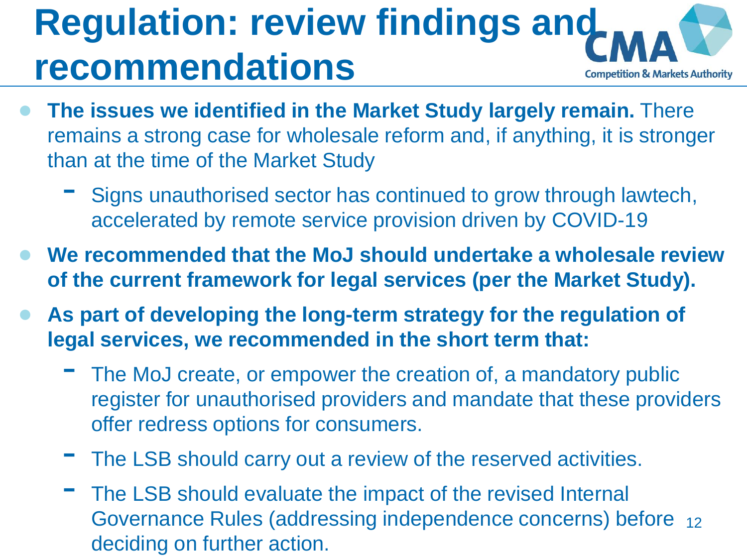# Regulation: review findings and recommendations

- **The issues we identified in the Market Study largely remain.** There remains a strong case for wholesale reform and, if anything, it is stronger than at the time of the Market Study
  - Signs unauthorised sector has continued to grow through lawtech, accelerated by remote service provision driven by COVID-19
- **We recommended that the MoJ should undertake a wholesale review of the current framework for legal services (per the Market Study).**
- **As part of developing the long-term strategy for the regulation of legal services, we recommended in the short term that:**
  - The MoJ create, or empower the creation of, a mandatory public register for unauthorised providers and mandate that these providers offer redress options for consumers.
  - The LSB should carry out a review of the reserved activities.
  - The LSB should evaluate the impact of the revised Internal Governance Rules (addressing independence concerns) before deciding on further action.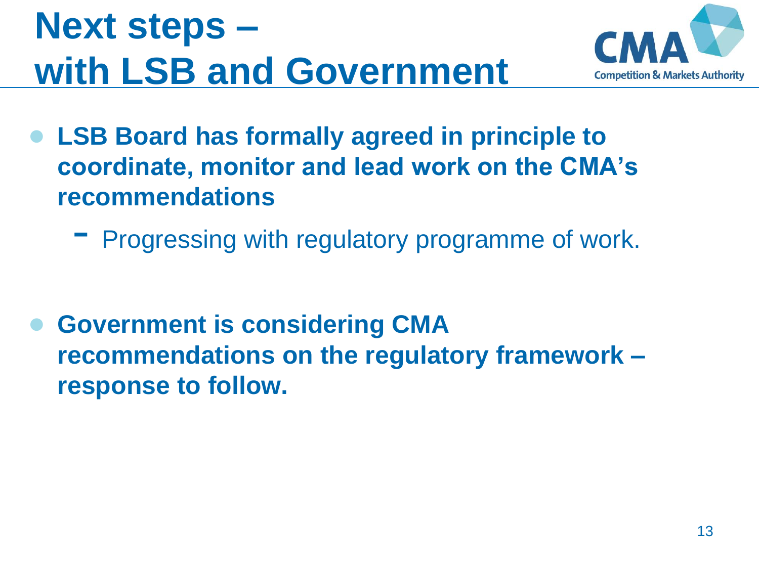# Next steps – with LSB and Government

- **LSB Board has formally agreed in principle to coordinate, monitor and lead work on the CMA's recommendations**
  - Progressing with regulatory programme of work.

- **Government is considering CMA recommendations on the regulatory framework – response to follow.**